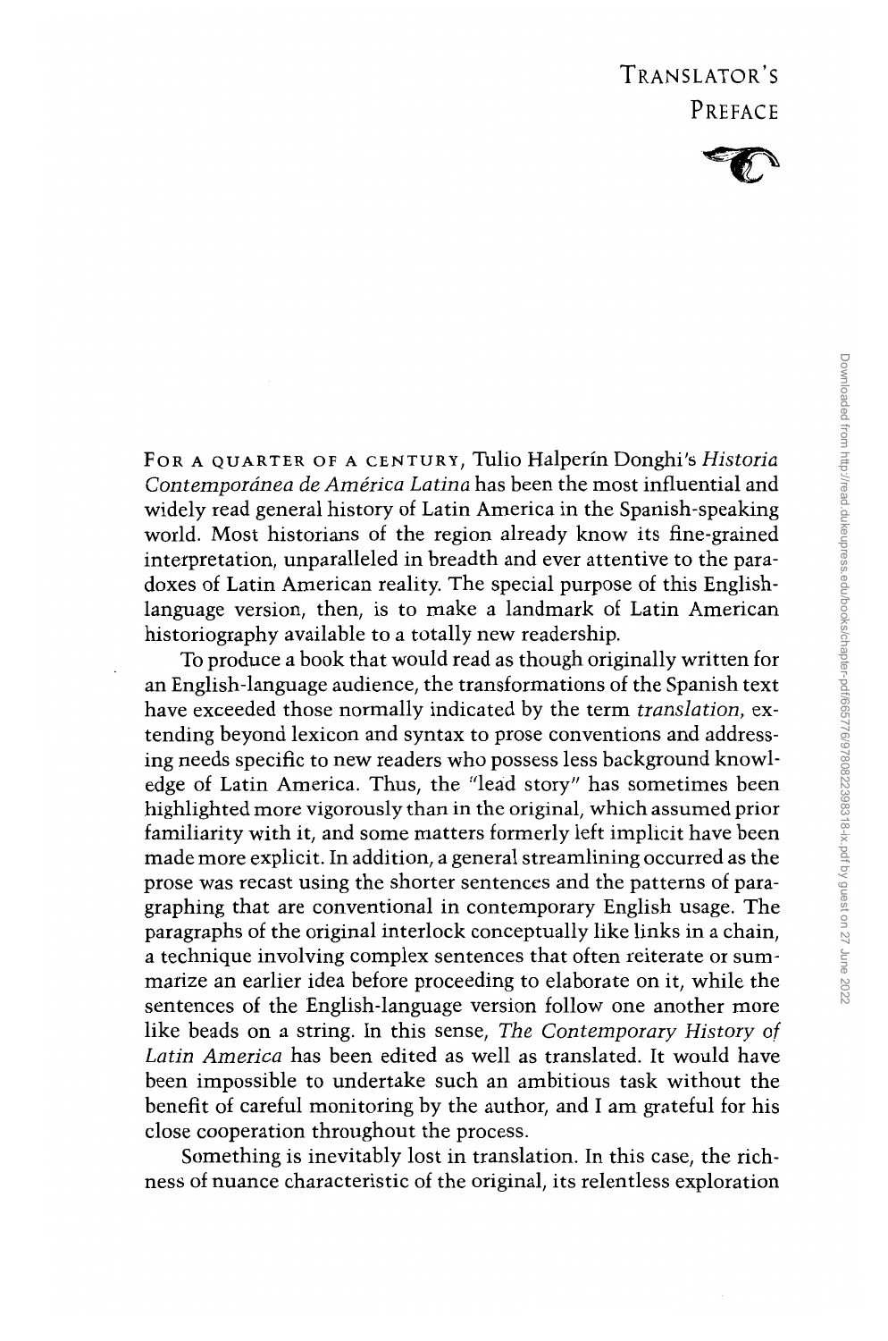# Translator's Preface

FOR A QUARTER OF A CENTURY, Tulio Halperín Donghi's *Historia Contemporánea de América Latina* has been the most influential and widely read general history of Latin America in the Spanish-speaking world. Most historians of the region already know its fine-grained interpretation, unparalleled in breadth and ever attentive to the paradoxes of Latin American reality. The special purpose of this English-language version, then, is to make a landmark of Latin American historiography available to a totally new readership.

To produce a book that would read as though originally written for an English-language audience, the transformations of the Spanish text have exceeded those normally indicated by the term *translation*, extending beyond lexicon and syntax to prose conventions and addressing needs specific to new readers who possess less background knowledge of Latin America. Thus, the "lead story" has sometimes been highlighted more vigorously than in the original, which assumed prior familiarity with it, and some matters formerly left implicit have been made more explicit. In addition, a general streamlining occurred as the prose was recast using the shorter sentences and the patterns of paragraphing that are conventional in contemporary English usage. The paragraphs of the original interlock conceptually like links in a chain, a technique involving complex sentences that often reiterate or summarize an earlier idea before proceeding to elaborate on it, while the sentences of the English-language version follow one another more like beads on a string. In this sense, *The Contemporary History of Latin America* has been edited as well as translated. It would have been impossible to undertake such an ambitious task without the benefit of careful monitoring by the author, and I am grateful for his close cooperation throughout the process.

Something is inevitably lost in translation. In this case, the richness of nuance characteristic of the original, its relentless exploration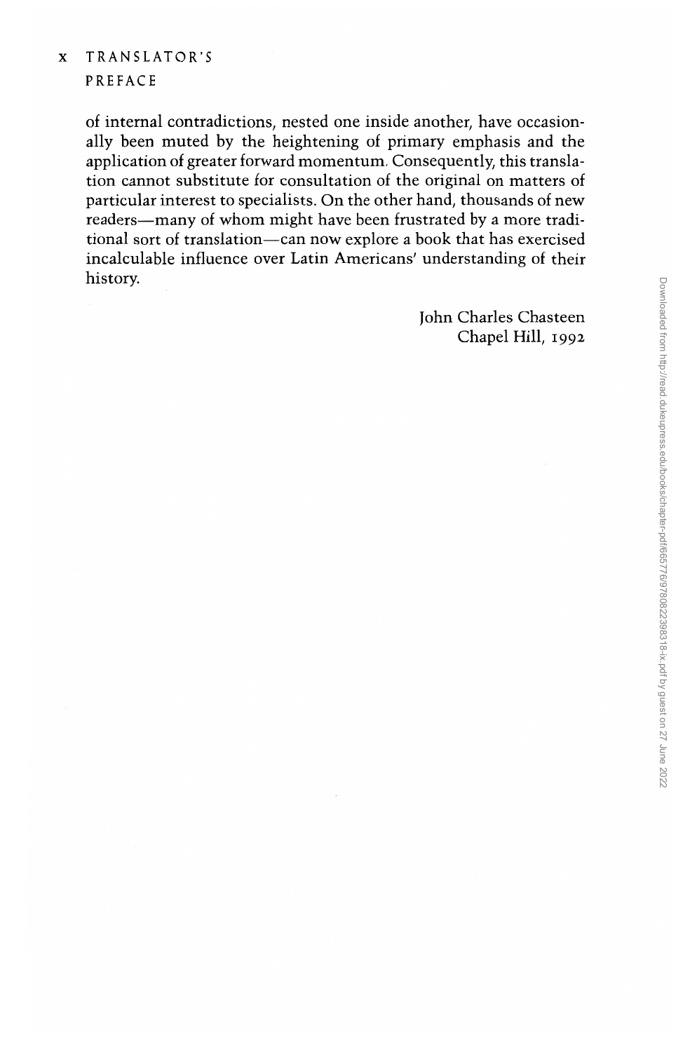of internal contradictions, nested one inside another, have occasionally been muted by the heightening of primary emphasis and the application of greater forward momentum. Consequently, this translation cannot substitute for consultation of the original on matters of particular interest to specialists. On the other hand, thousands of new readers—many of whom might have been frustrated by a more traditional sort of translation—can now explore a book that has exercised incalculable influence over Latin Americans' understanding of their history.

John Charles Chasteen
Chapel Hill, 1992